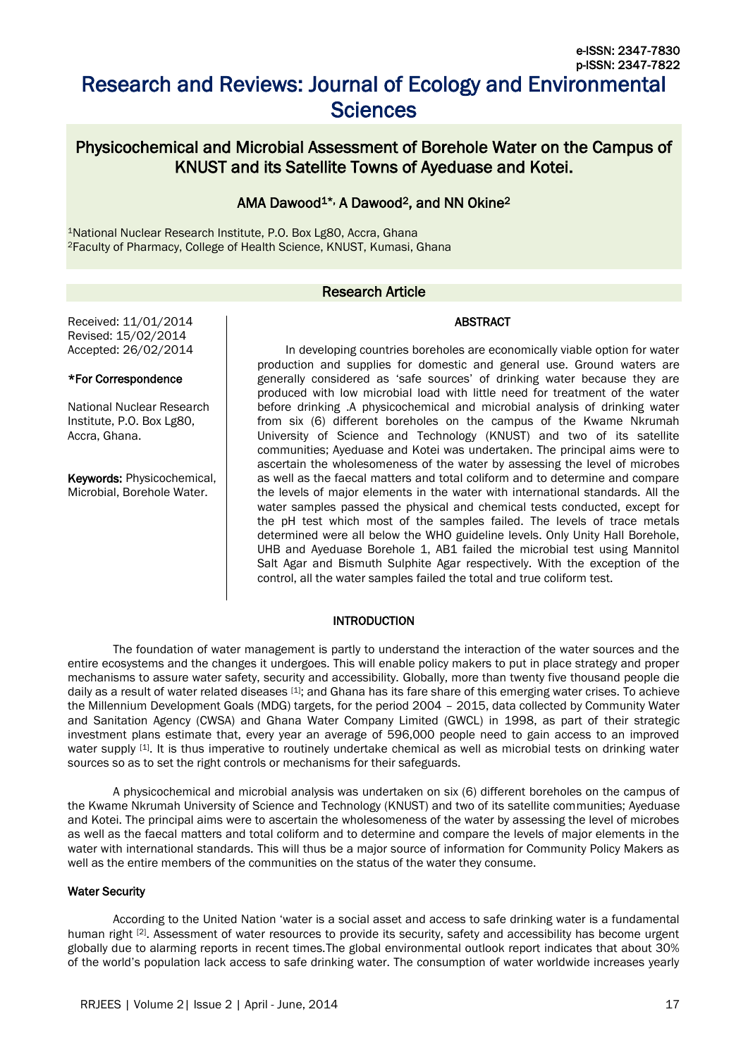# Research and Reviews: Journal of Ecology and Environmental Sciences

## Physicochemical and Microbial Assessment of Borehole Water on the Campus of KNUST and its Satellite Towns of Ayeduase and Kotei.

AMA Dawood[1*], A Dawood[2], and NN Okine[2]

[1]National Nuclear Research Institute, P.O. Box Lg80, Accra, Ghana
[2]Faculty of Pharmacy, College of Health Science, KNUST, Kumasi, Ghana

### Research Article

Received: 11/01/2014
Revised: 15/02/2014
Accepted: 26/02/2014

**\*For Correspondence**

National Nuclear Research Institute, P.O. Box Lg80, Accra, Ghana.

**Keywords:** Physicochemical, Microbial, Borehole Water.

### ABSTRACT

In developing countries boreholes are economically viable option for water production and supplies for domestic and general use. Ground waters are generally considered as 'safe sources' of drinking water because they are produced with low microbial load with little need for treatment of the water before drinking .A physicochemical and microbial analysis of drinking water from six (6) different boreholes on the campus of the Kwame Nkrumah University of Science and Technology (KNUST) and two of its satellite communities; Ayeduase and Kotei was undertaken. The principal aims were to ascertain the wholesomeness of the water by assessing the level of microbes as well as the faecal matters and total coliform and to determine and compare the levels of major elements in the water with international standards. All the water samples passed the physical and chemical tests conducted, except for the pH test which most of the samples failed. The levels of trace metals determined were all below the WHO guideline levels. Only Unity Hall Borehole, UHB and Ayeduase Borehole 1, AB1 failed the microbial test using Mannitol Salt Agar and Bismuth Sulphite Agar respectively. With the exception of the control, all the water samples failed the total and true coliform test.

### INTRODUCTION

The foundation of water management is partly to understand the interaction of the water sources and the entire ecosystems and the changes it undergoes. This will enable policy makers to put in place strategy and proper mechanisms to assure water safety, security and accessibility. Globally, more than twenty five thousand people die daily as a result of water related diseases [1]; and Ghana has its fare share of this emerging water crises. To achieve the Millennium Development Goals (MDG) targets, for the period 2004 – 2015, data collected by Community Water and Sanitation Agency (CWSA) and Ghana Water Company Limited (GWCL) in 1998, as part of their strategic investment plans estimate that, every year an average of 596,000 people need to gain access to an improved water supply [1]. It is thus imperative to routinely undertake chemical as well as microbial tests on drinking water sources so as to set the right controls or mechanisms for their safeguards.

A physicochemical and microbial analysis was undertaken on six (6) different boreholes on the campus of the Kwame Nkrumah University of Science and Technology (KNUST) and two of its satellite communities; Ayeduase and Kotei. The principal aims were to ascertain the wholesomeness of the water by assessing the level of microbes as well as the faecal matters and total coliform and to determine and compare the levels of major elements in the water with international standards. This will thus be a major source of information for Community Policy Makers as well as the entire members of the communities on the status of the water they consume.

#### Water Security

According to the United Nation 'water is a social asset and access to safe drinking water is a fundamental human right [2]. Assessment of water resources to provide its security, safety and accessibility has become urgent globally due to alarming reports in recent times.The global environmental outlook report indicates that about 30% of the world's population lack access to safe drinking water. The consumption of water worldwide increases yearly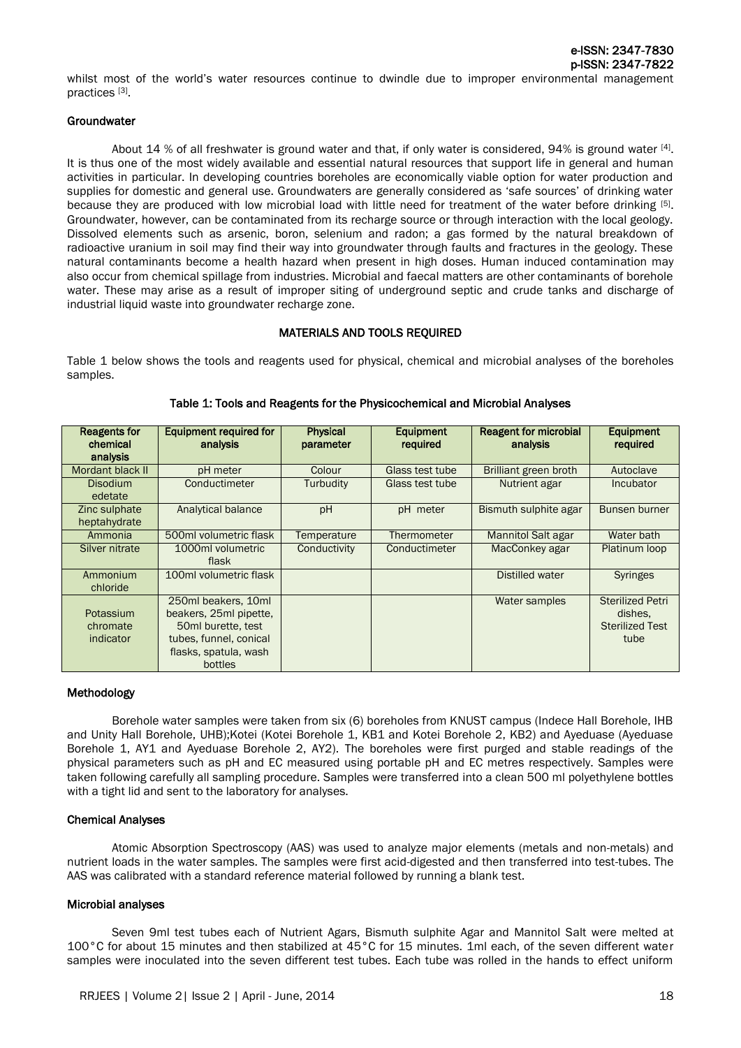whilst most of the world's water resources continue to dwindle due to improper environmental management practices [3].

### Groundwater

About 14 % of all freshwater is ground water and that, if only water is considered, 94% is ground water [4]. It is thus one of the most widely available and essential natural resources that support life in general and human activities in particular. In developing countries boreholes are economically viable option for water production and supplies for domestic and general use. Groundwaters are generally considered as 'safe sources' of drinking water because they are produced with low microbial load with little need for treatment of the water before drinking [5]. Groundwater, however, can be contaminated from its recharge source or through interaction with the local geology. Dissolved elements such as arsenic, boron, selenium and radon; a gas formed by the natural breakdown of radioactive uranium in soil may find their way into groundwater through faults and fractures in the geology. These natural contaminants become a health hazard when present in high doses. Human induced contamination may also occur from chemical spillage from industries. Microbial and faecal matters are other contaminants of borehole water. These may arise as a result of improper siting of underground septic and crude tanks and discharge of industrial liquid waste into groundwater recharge zone.

## MATERIALS AND TOOLS REQUIRED

Table 1 below shows the tools and reagents used for physical, chemical and microbial analyses of the boreholes samples.

**Table 1: Tools and Reagents for the Physicochemical and Microbial Analyses**

| Reagents for chemical analysis | Equipment required for analysis | Physical parameter | Equipment required | Reagent for microbial analysis | Equipment required |
|---|---|---|---|---|---|
| Mordant black II | pH meter | Colour | Glass test tube | Brilliant green broth | Autoclave |
| Disodium edetate | Conductimeter | Turbudity | Glass test tube | Nutrient agar | Incubator |
| Zinc sulphate heptahydrate | Analytical balance | pH | pH meter | Bismuth sulphite agar | Bunsen burner |
| Ammonia | 500ml volumetric flask | Temperature | Thermometer | Mannitol Salt agar | Water bath |
| Silver nitrate | 1000ml volumetric flask | Conductivity | Conductimeter | MacConkey agar | Platinum loop |
| Ammonium chloride | 100ml volumetric flask | | | Distilled water | Syringes |
| Potassium chromate indicator | 250ml beakers, 10ml beakers, 25ml pipette, 50ml burette, test tubes, funnel, conical flasks, spatula, wash bottles | | | Water samples | Sterilized Petri dishes, Sterilized Test tube |

### Methodology

Borehole water samples were taken from six (6) boreholes from KNUST campus (Indece Hall Borehole, IHB and Unity Hall Borehole, UHB);Kotei (Kotei Borehole 1, KB1 and Kotei Borehole 2, KB2) and Ayeduase (Ayeduase Borehole 1, AY1 and Ayeduase Borehole 2, AY2). The boreholes were first purged and stable readings of the physical parameters such as pH and EC measured using portable pH and EC metres respectively. Samples were taken following carefully all sampling procedure. Samples were transferred into a clean 500 ml polyethylene bottles with a tight lid and sent to the laboratory for analyses.

### Chemical Analyses

Atomic Absorption Spectroscopy (AAS) was used to analyze major elements (metals and non-metals) and nutrient loads in the water samples. The samples were first acid-digested and then transferred into test-tubes. The AAS was calibrated with a standard reference material followed by running a blank test.

### Microbial analyses

Seven 9ml test tubes each of Nutrient Agars, Bismuth sulphite Agar and Mannitol Salt were melted at 100°C for about 15 minutes and then stabilized at 45°C for 15 minutes. 1ml each, of the seven different water samples were inoculated into the seven different test tubes. Each tube was rolled in the hands to effect uniform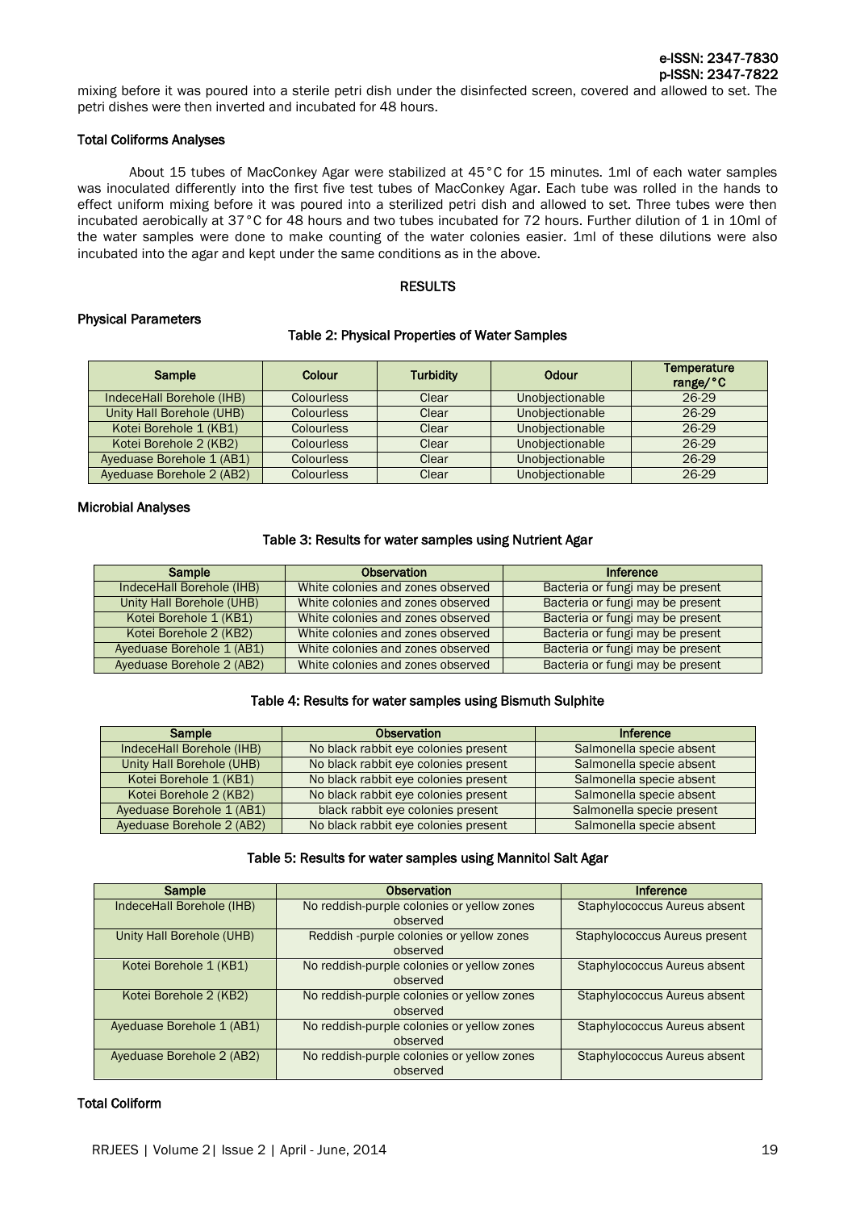mixing before it was poured into a sterile petri dish under the disinfected screen, covered and allowed to set. The petri dishes were then inverted and incubated for 48 hours.

### Total Coliforms Analyses

About 15 tubes of MacConkey Agar were stabilized at 45°C for 15 minutes. 1ml of each water samples was inoculated differently into the first five test tubes of MacConkey Agar. Each tube was rolled in the hands to effect uniform mixing before it was poured into a sterilized petri dish and allowed to set. Three tubes were then incubated aerobically at 37°C for 48 hours and two tubes incubated for 72 hours. Further dilution of 1 in 10ml of the water samples were done to make counting of the water colonies easier. 1ml of these dilutions were also incubated into the agar and kept under the same conditions as in the above.

## RESULTS

### Physical Parameters

**Table 2: Physical Properties of Water Samples**

| Sample | Colour | Turbidity | Odour | Temperature range/°C |
|---|---|---|---|---|
| IndeceHall Borehole (IHB) | Colourless | Clear | Unobjectionable | 26-29 |
| Unity Hall Borehole (UHB) | Colourless | Clear | Unobjectionable | 26-29 |
| Kotei Borehole 1 (KB1) | Colourless | Clear | Unobjectionable | 26-29 |
| Kotei Borehole 2 (KB2) | Colourless | Clear | Unobjectionable | 26-29 |
| Ayeduase Borehole 1 (AB1) | Colourless | Clear | Unobjectionable | 26-29 |
| Ayeduase Borehole 2 (AB2) | Colourless | Clear | Unobjectionable | 26-29 |

### Microbial Analyses

**Table 3: Results for water samples using Nutrient Agar**

| Sample | Observation | Inference |
|---|---|---|
| IndeceHall Borehole (IHB) | White colonies and zones observed | Bacteria or fungi may be present |
| Unity Hall Borehole (UHB) | White colonies and zones observed | Bacteria or fungi may be present |
| Kotei Borehole 1 (KB1) | White colonies and zones observed | Bacteria or fungi may be present |
| Kotei Borehole 2 (KB2) | White colonies and zones observed | Bacteria or fungi may be present |
| Ayeduase Borehole 1 (AB1) | White colonies and zones observed | Bacteria or fungi may be present |
| Ayeduase Borehole 2 (AB2) | White colonies and zones observed | Bacteria or fungi may be present |

**Table 4: Results for water samples using Bismuth Sulphite**

| Sample | Observation | Inference |
|---|---|---|
| IndeceHall Borehole (IHB) | No black rabbit eye colonies present | Salmonella specie absent |
| Unity Hall Borehole (UHB) | No black rabbit eye colonies present | Salmonella specie absent |
| Kotei Borehole 1 (KB1) | No black rabbit eye colonies present | Salmonella specie absent |
| Kotei Borehole 2 (KB2) | No black rabbit eye colonies present | Salmonella specie absent |
| Ayeduase Borehole 1 (AB1) | black rabbit eye colonies present | Salmonella specie present |
| Ayeduase Borehole 2 (AB2) | No black rabbit eye colonies present | Salmonella specie absent |

**Table 5: Results for water samples using Mannitol Salt Agar**

| Sample | Observation | Inference |
|---|---|---|
| IndeceHall Borehole (IHB) | No reddish-purple colonies or yellow zones observed | Staphylococcus Aureus absent |
| Unity Hall Borehole (UHB) | Reddish -purple colonies or yellow zones observed | Staphylococcus Aureus present |
| Kotei Borehole 1 (KB1) | No reddish-purple colonies or yellow zones observed | Staphylococcus Aureus absent |
| Kotei Borehole 2 (KB2) | No reddish-purple colonies or yellow zones observed | Staphylococcus Aureus absent |
| Ayeduase Borehole 1 (AB1) | No reddish-purple colonies or yellow zones observed | Staphylococcus Aureus absent |
| Ayeduase Borehole 2 (AB2) | No reddish-purple colonies or yellow zones observed | Staphylococcus Aureus absent |

### Total Coliform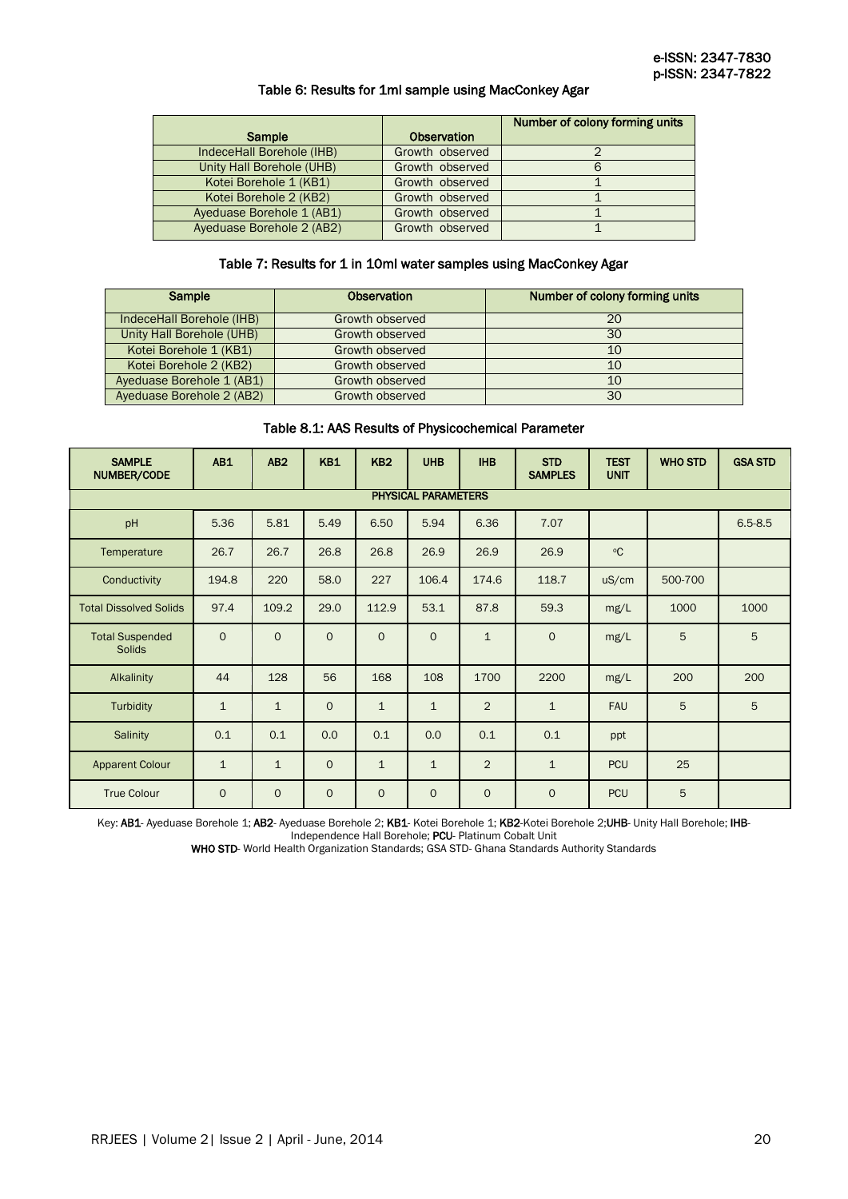Table 6: Results for 1ml sample using MacConkey Agar

| Sample | Observation | Number of colony forming units |
|---|---|---|
| IndeceHall Borehole (IHB) | Growth observed | 2 |
| Unity Hall Borehole (UHB) | Growth observed | 6 |
| Kotei Borehole 1 (KB1) | Growth observed | 1 |
| Kotei Borehole 2 (KB2) | Growth observed | 1 |
| Ayeduase Borehole 1 (AB1) | Growth observed | 1 |
| Ayeduase Borehole 2 (AB2) | Growth observed | 1 |

Table 7: Results for 1 in 10ml water samples using MacConkey Agar

| Sample | Observation | Number of colony forming units |
|---|---|---|
| IndeceHall Borehole (IHB) | Growth observed | 20 |
| Unity Hall Borehole (UHB) | Growth observed | 30 |
| Kotei Borehole 1 (KB1) | Growth observed | 10 |
| Kotei Borehole 2 (KB2) | Growth observed | 10 |
| Ayeduase Borehole 1 (AB1) | Growth observed | 10 |
| Ayeduase Borehole 2 (AB2) | Growth observed | 30 |

Table 8.1: AAS Results of Physicochemical Parameter

| SAMPLE NUMBER/CODE | AB1 | AB2 | KB1 | KB2 | UHB | IHB | STD SAMPLES | TEST UNIT | WHO STD | GSA STD |
|---|---|---|---|---|---|---|---|---|---|---|
| PHYSICAL PARAMETERS | | | | | | | | | | |
| pH | 5.36 | 5.81 | 5.49 | 6.50 | 5.94 | 6.36 | 7.07 | | | 6.5-8.5 |
| Temperature | 26.7 | 26.7 | 26.8 | 26.8 | 26.9 | 26.9 | 26.9 | °C | | |
| Conductivity | 194.8 | 220 | 58.0 | 227 | 106.4 | 174.6 | 118.7 | uS/cm | 500-700 | |
| Total Dissolved Solids | 97.4 | 109.2 | 29.0 | 112.9 | 53.1 | 87.8 | 59.3 | mg/L | 1000 | 1000 |
| Total Suspended Solids | 0 | 0 | 0 | 0 | 0 | 1 | 0 | mg/L | 5 | 5 |
| Alkalinity | 44 | 128 | 56 | 168 | 108 | 1700 | 2200 | mg/L | 200 | 200 |
| Turbidity | 1 | 1 | 0 | 1 | 1 | 2 | 1 | FAU | 5 | 5 |
| Salinity | 0.1 | 0.1 | 0.0 | 0.1 | 0.0 | 0.1 | 0.1 | ppt | | |
| Apparent Colour | 1 | 1 | 0 | 1 | 1 | 2 | 1 | PCU | 25 | |
| True Colour | 0 | 0 | 0 | 0 | 0 | 0 | 0 | PCU | 5 | |

Key: **AB1**- Ayeduase Borehole 1; **AB2**- Ayeduase Borehole 2; **KB1**- Kotei Borehole 1; **KB2**-Kotei Borehole 2;**UHB**- Unity Hall Borehole; **IHB**- Independence Hall Borehole; **PCU**- Platinum Cobalt Unit
**WHO STD**- World Health Organization Standards; GSA STD- Ghana Standards Authority Standards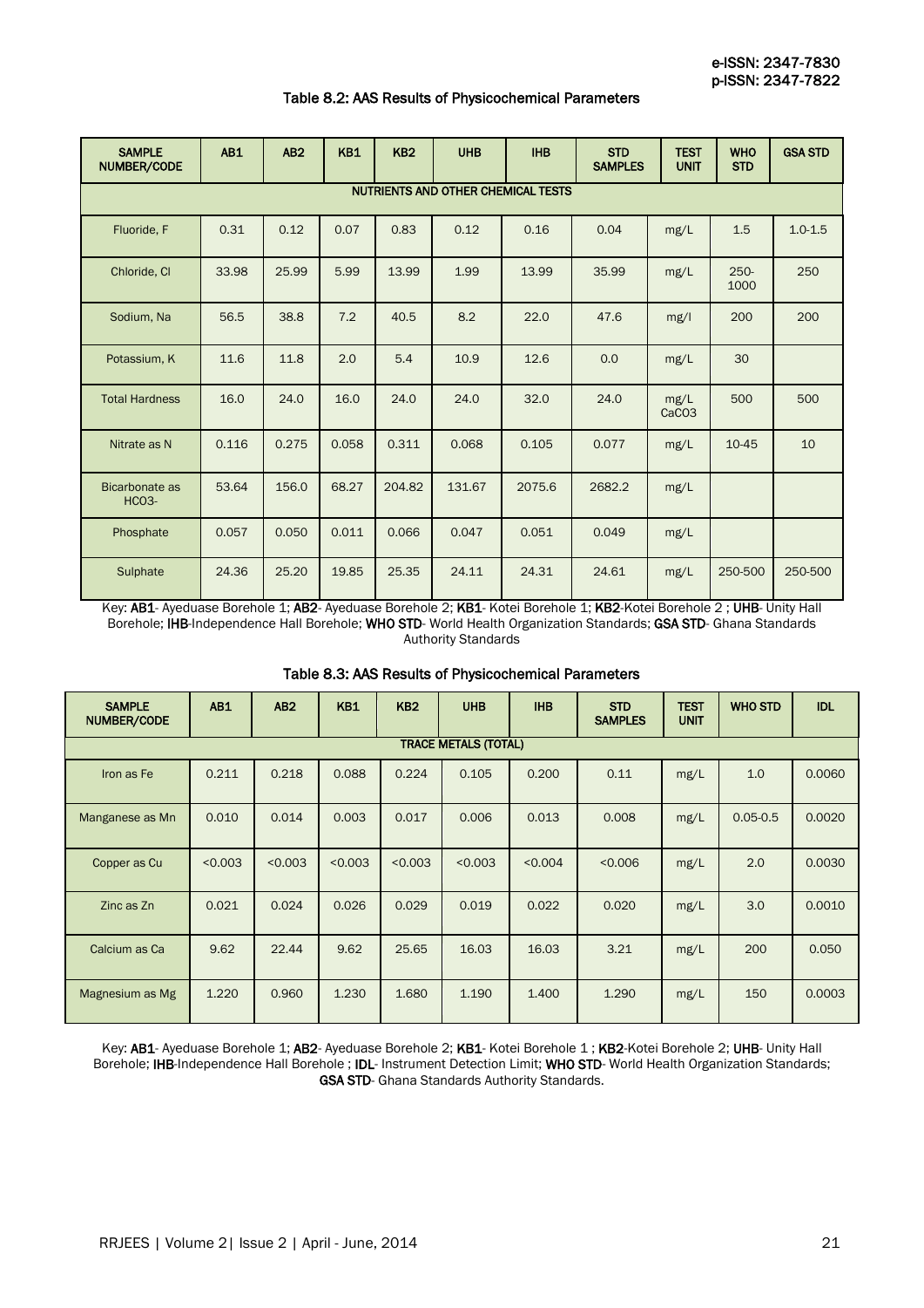Table 8.2: AAS Results of Physicochemical Parameters

| SAMPLE NUMBER/CODE | AB1 | AB2 | KB1 | KB2 | UHB | IHB | STD SAMPLES | TEST UNIT | WHO STD | GSA STD |
|---|---|---|---|---|---|---|---|---|---|---|
| **NUTRIENTS AND OTHER CHEMICAL TESTS** | | | | | | | | | | |
| Fluoride, F | 0.31 | 0.12 | 0.07 | 0.83 | 0.12 | 0.16 | 0.04 | mg/L | 1.5 | 1.0-1.5 |
| Chloride, Cl | 33.98 | 25.99 | 5.99 | 13.99 | 1.99 | 13.99 | 35.99 | mg/L | 250-1000 | 250 |
| Sodium, Na | 56.5 | 38.8 | 7.2 | 40.5 | 8.2 | 22.0 | 47.6 | mg/l | 200 | 200 |
| Potassium, K | 11.6 | 11.8 | 2.0 | 5.4 | 10.9 | 12.6 | 0.0 | mg/L | 30 | |
| Total Hardness | 16.0 | 24.0 | 16.0 | 24.0 | 24.0 | 32.0 | 24.0 | mg/L $CaCO_3$ | 500 | 500 |
| Nitrate as N | 0.116 | 0.275 | 0.058 | 0.311 | 0.068 | 0.105 | 0.077 | mg/L | 10-45 | 10 |
| Bicarbonate as $HCO_3^-$ | 53.64 | 156.0 | 68.27 | 204.82 | 131.67 | 2075.6 | 2682.2 | mg/L | | |
| Phosphate | 0.057 | 0.050 | 0.011 | 0.066 | 0.047 | 0.051 | 0.049 | mg/L | | |
| Sulphate | 24.36 | 25.20 | 19.85 | 25.35 | 24.11 | 24.31 | 24.61 | mg/L | 250-500 | 250-500 |

Key: **AB1**- Ayeduase Borehole 1; **AB2**- Ayeduase Borehole 2; **KB1**- Kotei Borehole 1; **KB2**-Kotei Borehole 2 ; **UHB**- Unity Hall Borehole; **IHB**-Independence Hall Borehole; **WHO STD**- World Health Organization Standards; **GSA STD**- Ghana Standards Authority Standards

Table 8.3: AAS Results of Physicochemical Parameters

| SAMPLE NUMBER/CODE | AB1 | AB2 | KB1 | KB2 | UHB | IHB | STD SAMPLES | TEST UNIT | WHO STD | IDL |
|---|---|---|---|---|---|---|---|---|---|---|
| **TRACE METALS (TOTAL)** | | | | | | | | | | |
| Iron as Fe | 0.211 | 0.218 | 0.088 | 0.224 | 0.105 | 0.200 | 0.11 | mg/L | 1.0 | 0.0060 |
| Manganese as Mn | 0.010 | 0.014 | 0.003 | 0.017 | 0.006 | 0.013 | 0.008 | mg/L | 0.05-0.5 | 0.0020 |
| Copper as Cu | <0.003 | <0.003 | <0.003 | <0.003 | <0.003 | <0.004 | <0.006 | mg/L | 2.0 | 0.0030 |
| Zinc as Zn | 0.021 | 0.024 | 0.026 | 0.029 | 0.019 | 0.022 | 0.020 | mg/L | 3.0 | 0.0010 |
| Calcium as Ca | 9.62 | 22.44 | 9.62 | 25.65 | 16.03 | 16.03 | 3.21 | mg/L | 200 | 0.050 |
| Magnesium as Mg | 1.220 | 0.960 | 1.230 | 1.680 | 1.190 | 1.400 | 1.290 | mg/L | 150 | 0.0003 |

Key: **AB1**- Ayeduase Borehole 1; **AB2**- Ayeduase Borehole 2; **KB1**- Kotei Borehole 1 ; **KB2**-Kotei Borehole 2; **UHB**- Unity Hall Borehole; **IHB**-Independence Hall Borehole ; **IDL**- Instrument Detection Limit; **WHO STD**- World Health Organization Standards; **GSA STD**- Ghana Standards Authority Standards.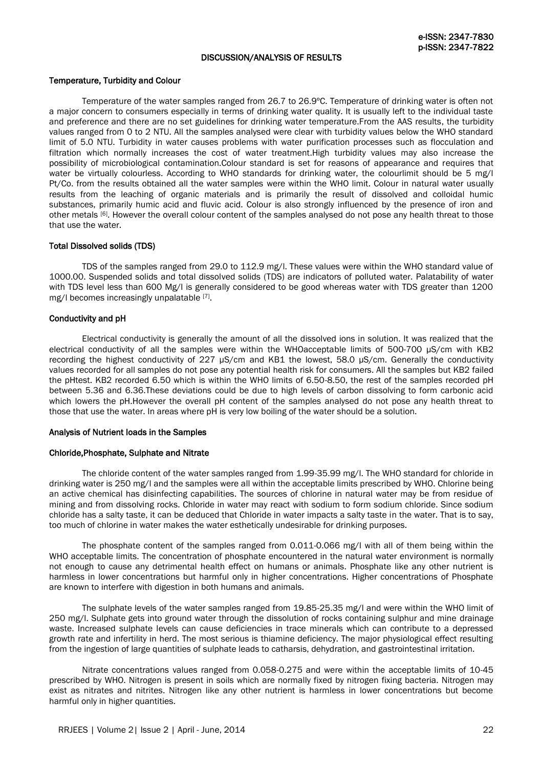## DISCUSSION/ANALYSIS OF RESULTS

### Temperature, Turbidity and Colour

Temperature of the water samples ranged from 26.7 to 26.9ºC. Temperature of drinking water is often not a major concern to consumers especially in terms of drinking water quality. It is usually left to the individual taste and preference and there are no set guidelines for drinking water temperature.From the AAS results, the turbidity values ranged from 0 to 2 NTU. All the samples analysed were clear with turbidity values below the WHO standard limit of 5.0 NTU. Turbidity in water causes problems with water purification processes such as flocculation and filtration which normally increases the cost of water treatment.High turbidity values may also increase the possibility of microbiological contamination.Colour standard is set for reasons of appearance and requires that water be virtually colourless. According to WHO standards for drinking water, the colourlimit should be 5 mg/l Pt/Co. from the results obtained all the water samples were within the WHO limit. Colour in natural water usually results from the leaching of organic materials and is primarily the result of dissolved and colloidal humic substances, primarily humic acid and fluvic acid. Colour is also strongly influenced by the presence of iron and other metals [6]. However the overall colour content of the samples analysed do not pose any health threat to those that use the water.

### Total Dissolved solids (TDS)

TDS of the samples ranged from 29.0 to 112.9 mg/l. These values were within the WHO standard value of 1000.00. Suspended solids and total dissolved solids (TDS) are indicators of polluted water. Palatability of water with TDS level less than 600 Mg/l is generally considered to be good whereas water with TDS greater than 1200 mg/l becomes increasingly unpalatable [7].

### Conductivity and pH

Electrical conductivity is generally the amount of all the dissolved ions in solution. It was realized that the electrical conductivity of all the samples were within the WHOacceptable limits of 500-700 µS/cm with KB2 recording the highest conductivity of 227 µS/cm and KB1 the lowest, 58.0 µS/cm. Generally the conductivity values recorded for all samples do not pose any potential health risk for consumers. All the samples but KB2 failed the pHtest. KB2 recorded 6.50 which is within the WHO limits of 6.50-8.50, the rest of the samples recorded pH between 5.36 and 6.36.These deviations could be due to high levels of carbon dissolving to form carbonic acid which lowers the pH.However the overall pH content of the samples analysed do not pose any health threat to those that use the water. In areas where pH is very low boiling of the water should be a solution.

### Analysis of Nutrient loads in the Samples

### Chloride,Phosphate, Sulphate and Nitrate

The chloride content of the water samples ranged from 1.99-35.99 mg/l. The WHO standard for chloride in drinking water is 250 mg/l and the samples were all within the acceptable limits prescribed by WHO. Chlorine being an active chemical has disinfecting capabilities. The sources of chlorine in natural water may be from residue of mining and from dissolving rocks. Chloride in water may react with sodium to form sodium chloride. Since sodium chloride has a salty taste, it can be deduced that Chloride in water impacts a salty taste in the water. That is to say, too much of chlorine in water makes the water esthetically undesirable for drinking purposes.

The phosphate content of the samples ranged from 0.011-0.066 mg/l with all of them being within the WHO acceptable limits. The concentration of phosphate encountered in the natural water environment is normally not enough to cause any detrimental health effect on humans or animals. Phosphate like any other nutrient is harmless in lower concentrations but harmful only in higher concentrations. Higher concentrations of Phosphate are known to interfere with digestion in both humans and animals.

The sulphate levels of the water samples ranged from 19.85-25.35 mg/l and were within the WHO limit of 250 mg/l. Sulphate gets into ground water through the dissolution of rocks containing sulphur and mine drainage waste. Increased sulphate levels can cause deficiencies in trace minerals which can contribute to a depressed growth rate and infertility in herd. The most serious is thiamine deficiency. The major physiological effect resulting from the ingestion of large quantities of sulphate leads to catharsis, dehydration, and gastrointestinal irritation.

Nitrate concentrations values ranged from 0.058-0.275 and were within the acceptable limits of 10-45 prescribed by WHO. Nitrogen is present in soils which are normally fixed by nitrogen fixing bacteria. Nitrogen may exist as nitrates and nitrites. Nitrogen like any other nutrient is harmless in lower concentrations but become harmful only in higher quantities.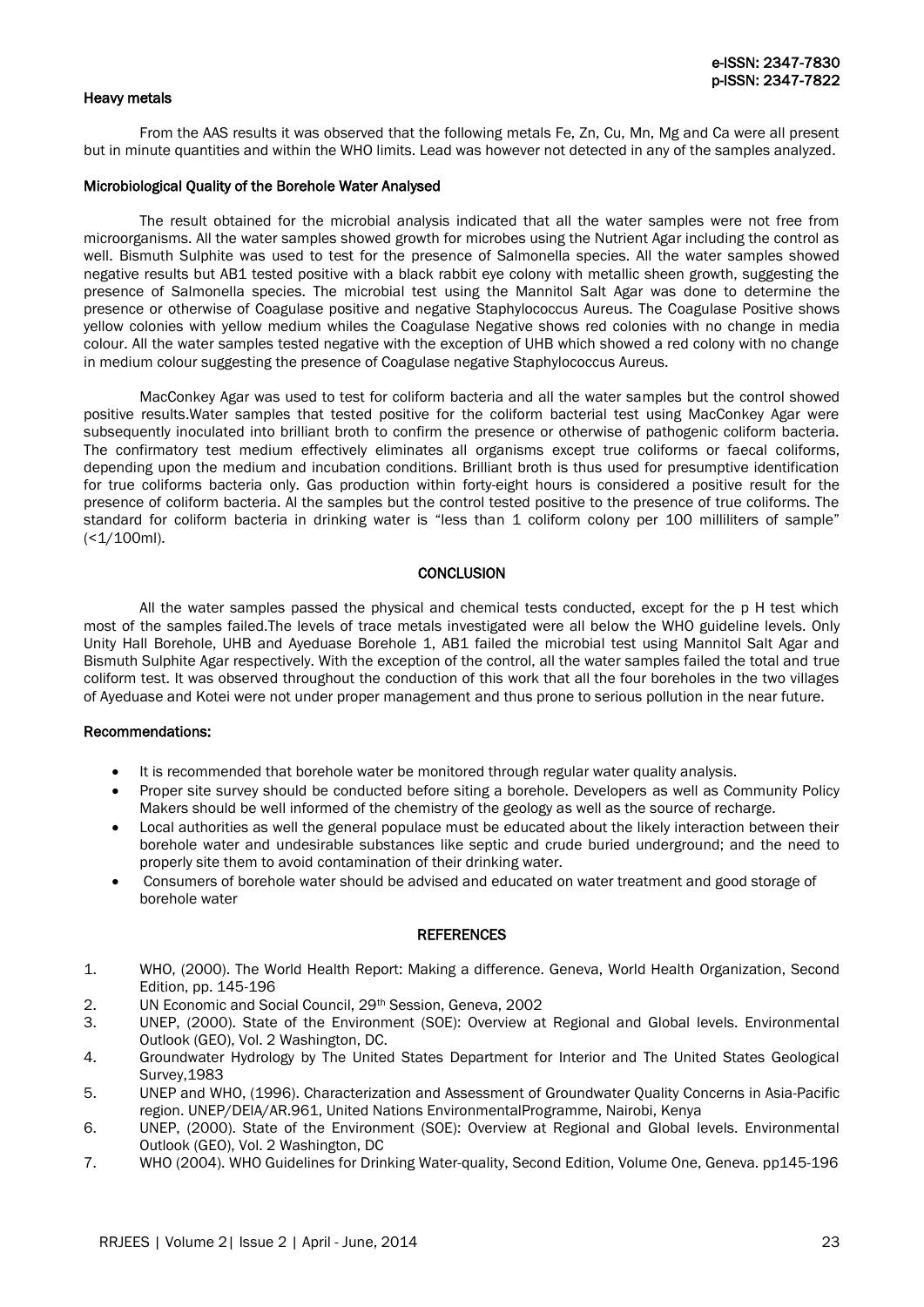### Heavy metals

From the AAS results it was observed that the following metals Fe, Zn, Cu, Mn, Mg and Ca were all present but in minute quantities and within the WHO limits. Lead was however not detected in any of the samples analyzed.

### Microbiological Quality of the Borehole Water Analysed

The result obtained for the microbial analysis indicated that all the water samples were not free from microorganisms. All the water samples showed growth for microbes using the Nutrient Agar including the control as well. Bismuth Sulphite was used to test for the presence of Salmonella species. All the water samples showed negative results but AB1 tested positive with a black rabbit eye colony with metallic sheen growth, suggesting the presence of Salmonella species. The microbial test using the Mannitol Salt Agar was done to determine the presence or otherwise of Coagulase positive and negative Staphylococcus Aureus. The Coagulase Positive shows yellow colonies with yellow medium whiles the Coagulase Negative shows red colonies with no change in media colour. All the water samples tested negative with the exception of UHB which showed a red colony with no change in medium colour suggesting the presence of Coagulase negative Staphylococcus Aureus.

MacConkey Agar was used to test for coliform bacteria and all the water samples but the control showed positive results.Water samples that tested positive for the coliform bacterial test using MacConkey Agar were subsequently inoculated into brilliant broth to confirm the presence or otherwise of pathogenic coliform bacteria. The confirmatory test medium effectively eliminates all organisms except true coliforms or faecal coliforms, depending upon the medium and incubation conditions. Brilliant broth is thus used for presumptive identification for true coliforms bacteria only. Gas production within forty-eight hours is considered a positive result for the presence of coliform bacteria. Al the samples but the control tested positive to the presence of true coliforms. The standard for coliform bacteria in drinking water is "less than 1 coliform colony per 100 milliliters of sample" (<1/100ml).

## CONCLUSION

All the water samples passed the physical and chemical tests conducted, except for the p H test which most of the samples failed.The levels of trace metals investigated were all below the WHO guideline levels. Only Unity Hall Borehole, UHB and Ayeduase Borehole 1, AB1 failed the microbial test using Mannitol Salt Agar and Bismuth Sulphite Agar respectively. With the exception of the control, all the water samples failed the total and true coliform test. It was observed throughout the conduction of this work that all the four boreholes in the two villages of Ayeduase and Kotei were not under proper management and thus prone to serious pollution in the near future.

### Recommendations:

- It is recommended that borehole water be monitored through regular water quality analysis.
- Proper site survey should be conducted before siting a borehole. Developers as well as Community Policy Makers should be well informed of the chemistry of the geology as well as the source of recharge.
- Local authorities as well the general populace must be educated about the likely interaction between their borehole water and undesirable substances like septic and crude buried underground; and the need to properly site them to avoid contamination of their drinking water.
- Consumers of borehole water should be advised and educated on water treatment and good storage of borehole water

## REFERENCES

1. WHO, (2000). The World Health Report: Making a difference. Geneva, World Health Organization, Second Edition, pp. 145-196
2. UN Economic and Social Council, 29th Session, Geneva, 2002
3. UNEP, (2000). State of the Environment (SOE): Overview at Regional and Global levels. Environmental Outlook (GEO), Vol. 2 Washington, DC.
4. Groundwater Hydrology by The United States Department for Interior and The United States Geological Survey,1983
5. UNEP and WHO, (1996). Characterization and Assessment of Groundwater Quality Concerns in Asia-Pacific region. UNEP/DEIA/AR.961, United Nations EnvironmentalProgramme, Nairobi, Kenya
6. UNEP, (2000). State of the Environment (SOE): Overview at Regional and Global levels. Environmental Outlook (GEO), Vol. 2 Washington, DC
7. WHO (2004). WHO Guidelines for Drinking Water-quality, Second Edition, Volume One, Geneva. pp145-196